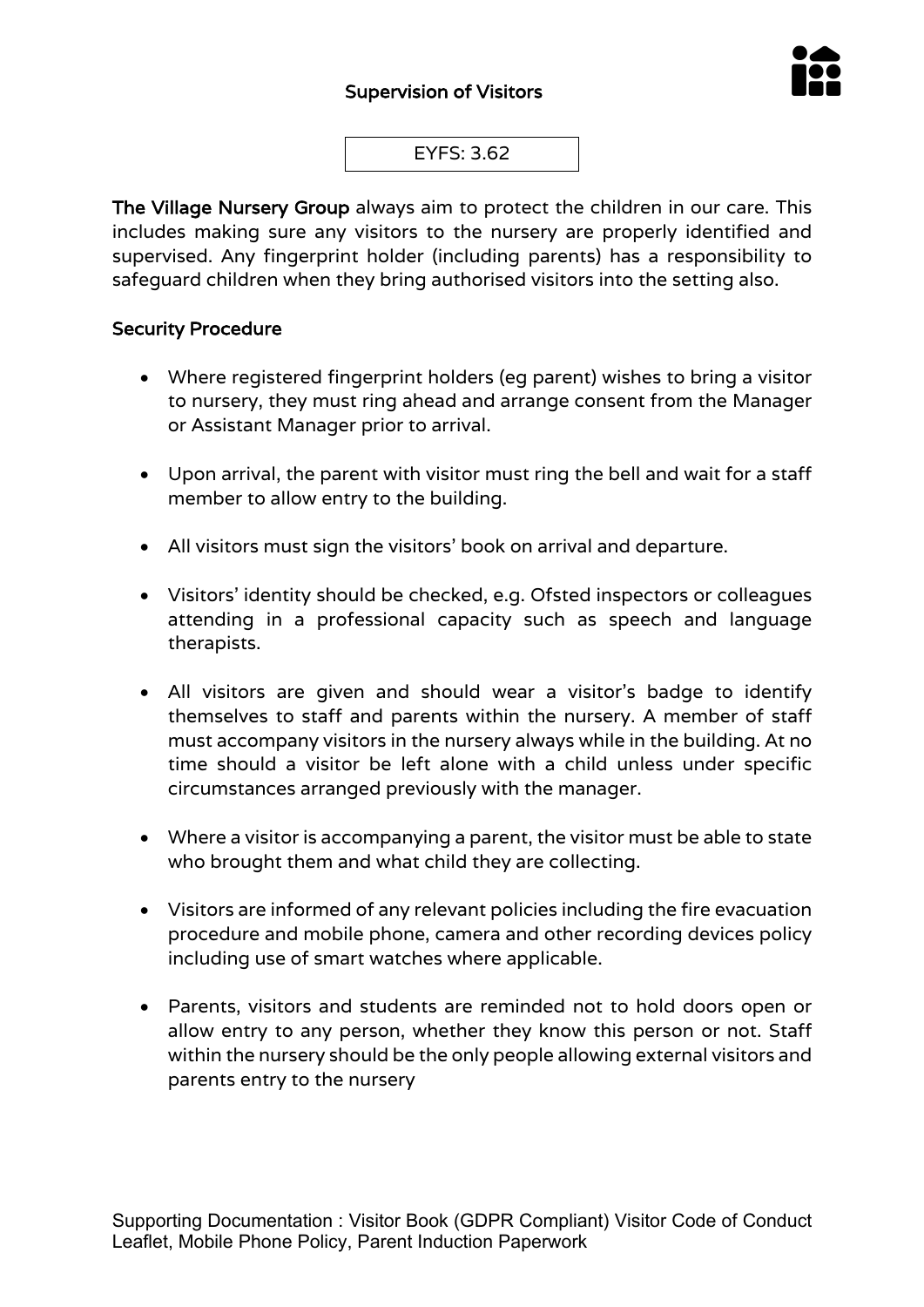# Supervision of Visitors

EYFS: 3.62

**The Village Nursery Group** always aim to protect the children in our care. This includes making sure any visitors to the nursery are properly identified and supervised. Any fingerprint holder (including parents) has a responsibility to safeguard children when they bring authorised visitors into the setting also.

## Security Procedure

- Where registered fingerprint holders (eg parent) wishes to bring a visitor to nursery, they must ring ahead and arrange consent from the Manager or Assistant Manager prior to arrival.
- Upon arrival, the parent with visitor must ring the bell and wait for a staff member to allow entry to the building.
- All visitors must sign the visitors' book on arrival and departure.
- Visitors' identity should be checked, e.g. Ofsted inspectors or colleagues attending in a professional capacity such as speech and language therapists.
- All visitors are given and should wear a visitor's badge to identify themselves to staff and parents within the nursery. A member of staff must accompany visitors in the nursery always while in the building. At no time should a visitor be left alone with a child unless under specific circumstances arranged previously with the manager.
- Where a visitor is accompanying a parent, the visitor must be able to state who brought them and what child they are collecting.
- Visitors are informed of any relevant policies including the fire evacuation procedure and mobile phone, camera and other recording devices policy including use of smart watches where applicable.
- Parents, visitors and students are reminded not to hold doors open or allow entry to any person, whether they know this person or not. Staff within the nursery should be the only people allowing external visitors and parents entry to the nursery

Supporting Documentation : Visitor Book (GDPR Compliant) Visitor Code of Conduct Leaflet, Mobile Phone Policy, Parent Induction Paperwork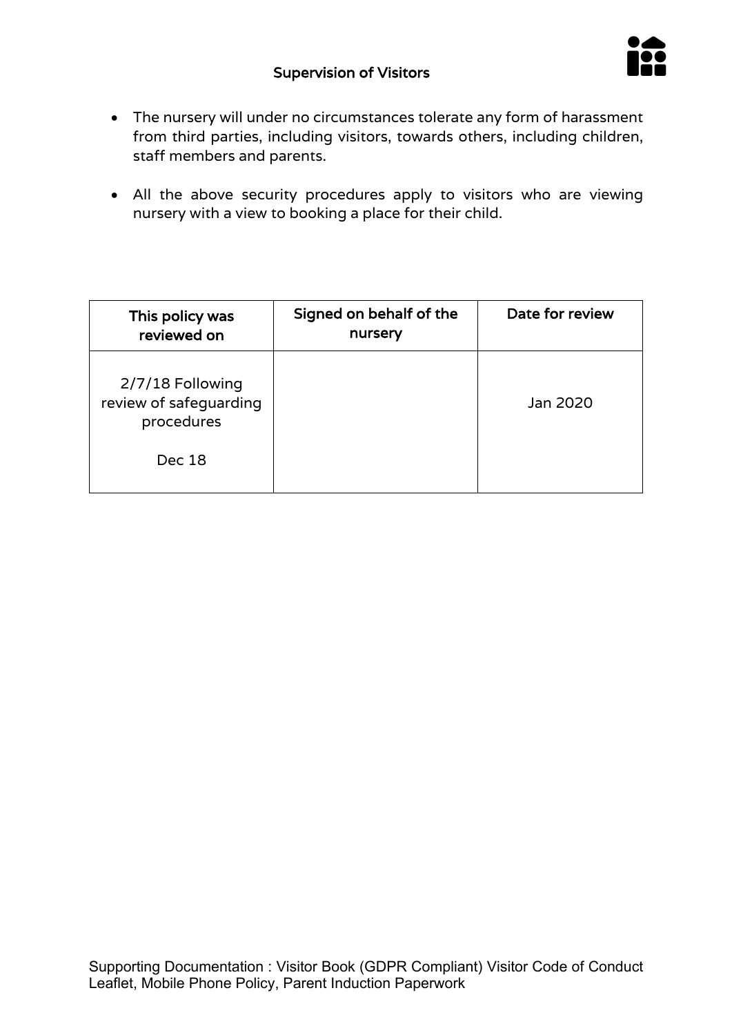- The nursery will under no circumstances tolerate any form of harassment from third parties, including visitors, towards others, including children, staff members and parents.
- All the above security procedures apply to visitors who are viewing nursery with a view to booking a place for their child.

| This policy was reviewed on | Signed on behalf of the nursery | Date for review |
|---|---|---|
| 2/7/18 Following review of safeguarding procedures<br><br>Dec 18 | | Jan 2020 |

Supporting Documentation : Visitor Book (GDPR Compliant) Visitor Code of Conduct Leaflet, Mobile Phone Policy, Parent Induction Paperwork